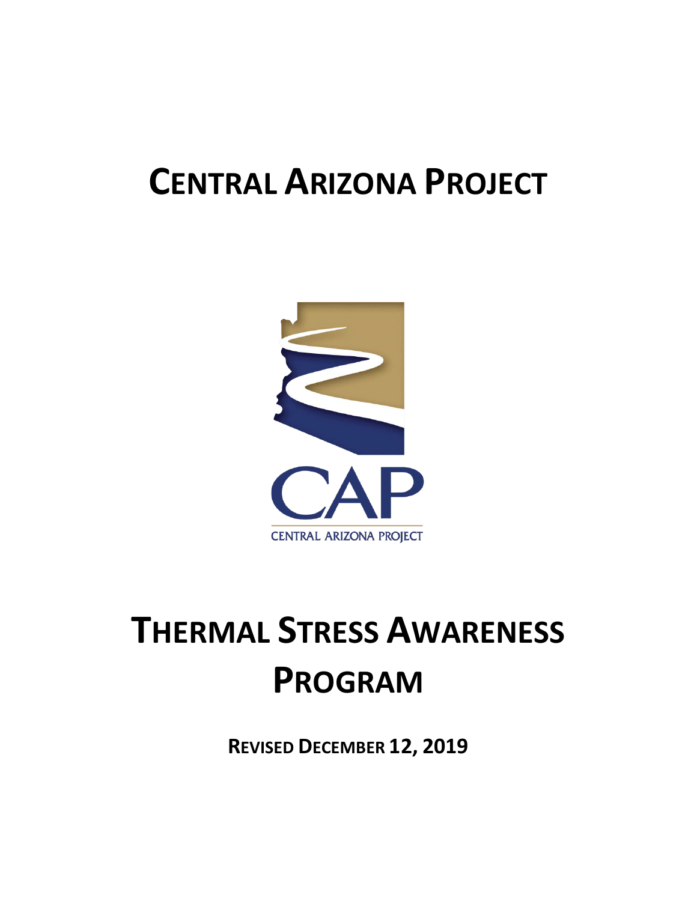# CENTRAL ARIZONA PROJECT

CAP

CENTRAL ARIZONA PROJECT

# THERMAL STRESS AWARENESS PROGRAM

**REVISED DECEMBER 12, 2019**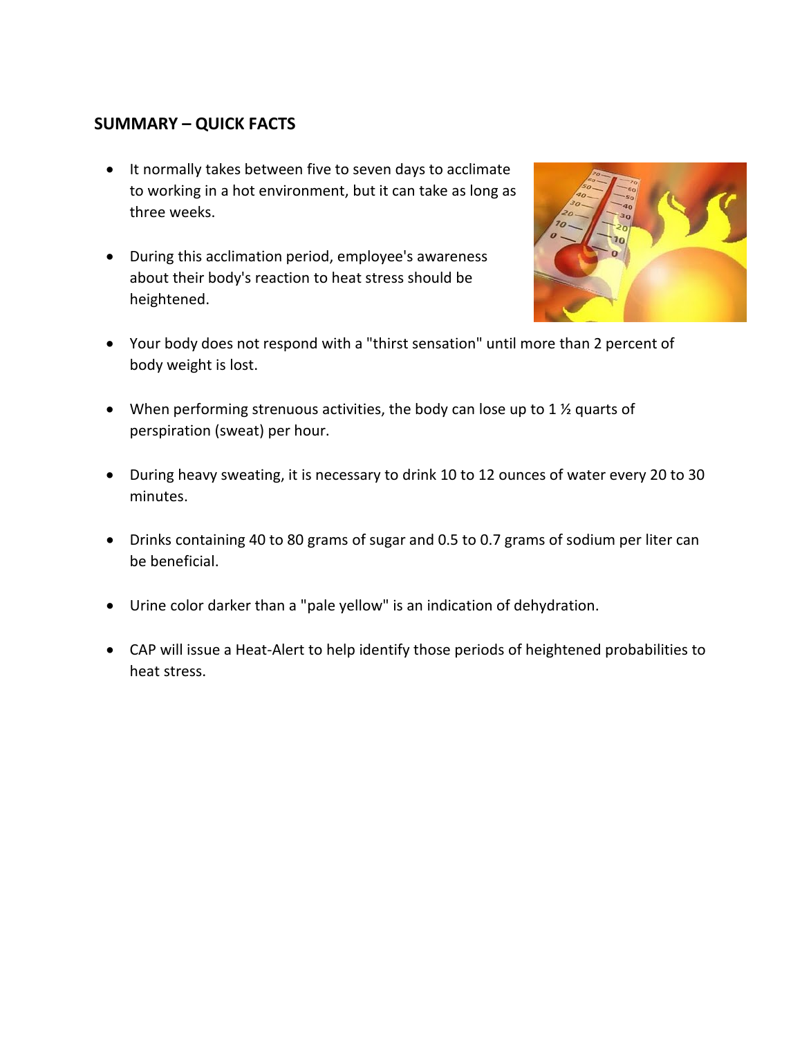## SUMMARY – QUICK FACTS

- It normally takes between five to seven days to acclimate to working in a hot environment, but it can take as long as three weeks.
- During this acclimation period, employee's awareness about their body's reaction to heat stress should be heightened.
- Your body does not respond with a "thirst sensation" until more than 2 percent of body weight is lost.
- When performing strenuous activities, the body can lose up to 1 ½ quarts of perspiration (sweat) per hour.
- During heavy sweating, it is necessary to drink 10 to 12 ounces of water every 20 to 30 minutes.
- Drinks containing 40 to 80 grams of sugar and 0.5 to 0.7 grams of sodium per liter can be beneficial.
- Urine color darker than a "pale yellow" is an indication of dehydration.
- CAP will issue a Heat-Alert to help identify those periods of heightened probabilities to heat stress.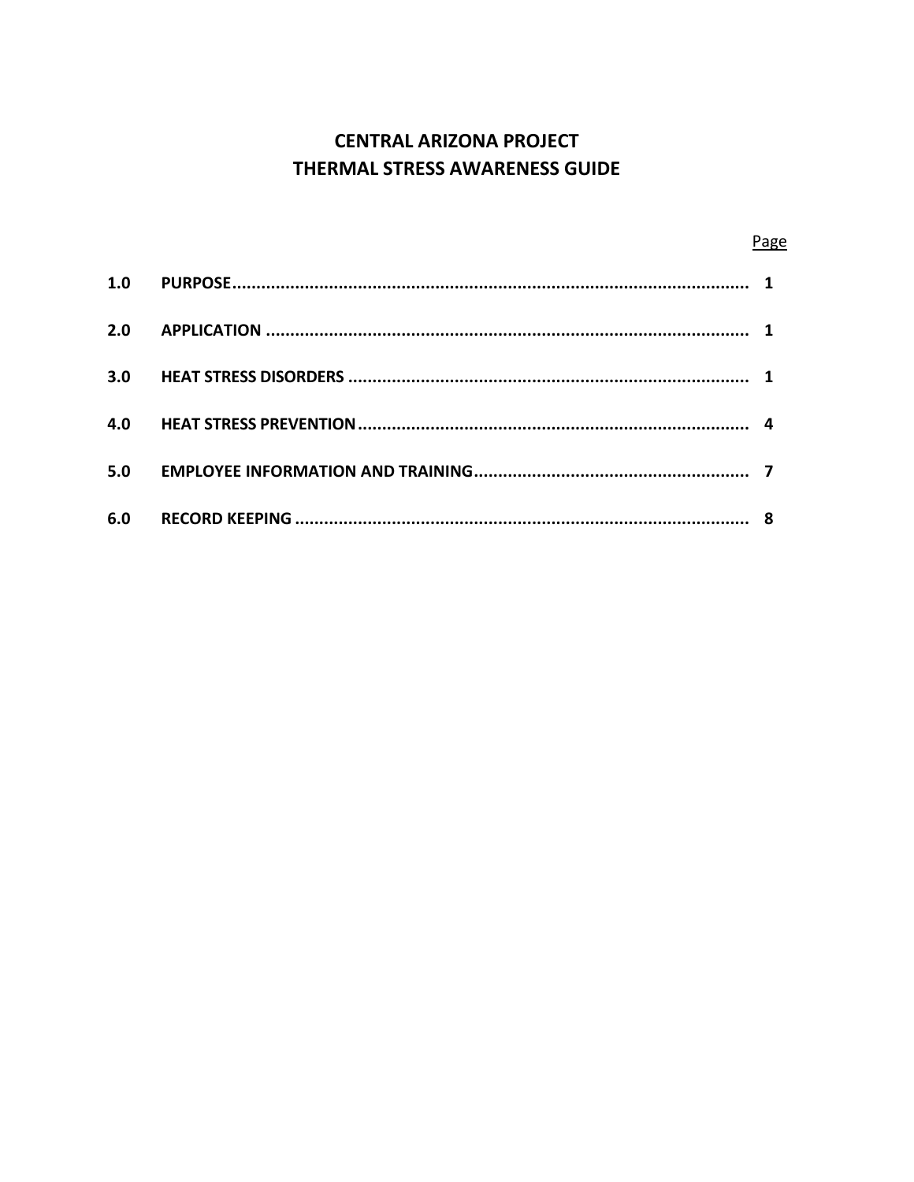# CENTRAL ARIZONA PROJECT
# THERMAL STRESS AWARENESS GUIDE

| | | Page |
|---|---|---|
| **1.0** | **PURPOSE** | **1** |
| **2.0** | **APPLICATION** | **1** |
| **3.0** | **HEAT STRESS DISORDERS** | **1** |
| **4.0** | **HEAT STRESS PREVENTION** | **4** |
| **5.0** | **EMPLOYEE INFORMATION AND TRAINING** | **7** |
| **6.0** | **RECORD KEEPING** | **8** |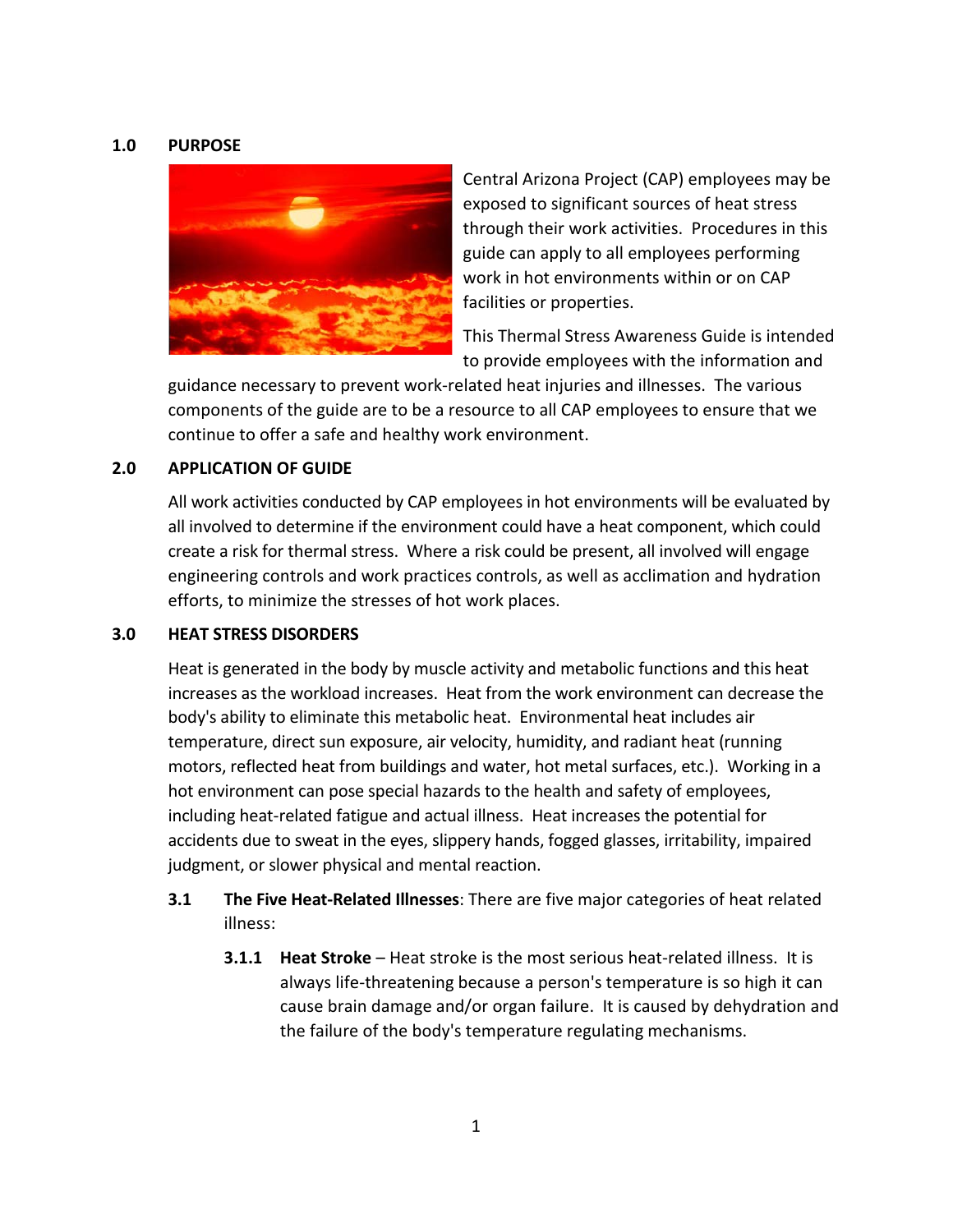## 1.0 PURPOSE

Central Arizona Project (CAP) employees may be exposed to significant sources of heat stress through their work activities. Procedures in this guide can apply to all employees performing work in hot environments within or on CAP facilities or properties.

This Thermal Stress Awareness Guide is intended to provide employees with the information and guidance necessary to prevent work-related heat injuries and illnesses. The various components of the guide are to be a resource to all CAP employees to ensure that we continue to offer a safe and healthy work environment.

## 2.0 APPLICATION OF GUIDE

All work activities conducted by CAP employees in hot environments will be evaluated by all involved to determine if the environment could have a heat component, which could create a risk for thermal stress. Where a risk could be present, all involved will engage engineering controls and work practices controls, as well as acclimation and hydration efforts, to minimize the stresses of hot work places.

## 3.0 HEAT STRESS DISORDERS

Heat is generated in the body by muscle activity and metabolic functions and this heat increases as the workload increases. Heat from the work environment can decrease the body's ability to eliminate this metabolic heat. Environmental heat includes air temperature, direct sun exposure, air velocity, humidity, and radiant heat (running motors, reflected heat from buildings and water, hot metal surfaces, etc.). Working in a hot environment can pose special hazards to the health and safety of employees, including heat-related fatigue and actual illness. Heat increases the potential for accidents due to sweat in the eyes, slippery hands, fogged glasses, irritability, impaired judgment, or slower physical and mental reaction.

### 3.1 The Five Heat-Related Illnesses: There are five major categories of heat related illness:

**3.1.1 Heat Stroke** – Heat stroke is the most serious heat-related illness. It is always life-threatening because a person's temperature is so high it can cause brain damage and/or organ failure. It is caused by dehydration and the failure of the body's temperature regulating mechanisms.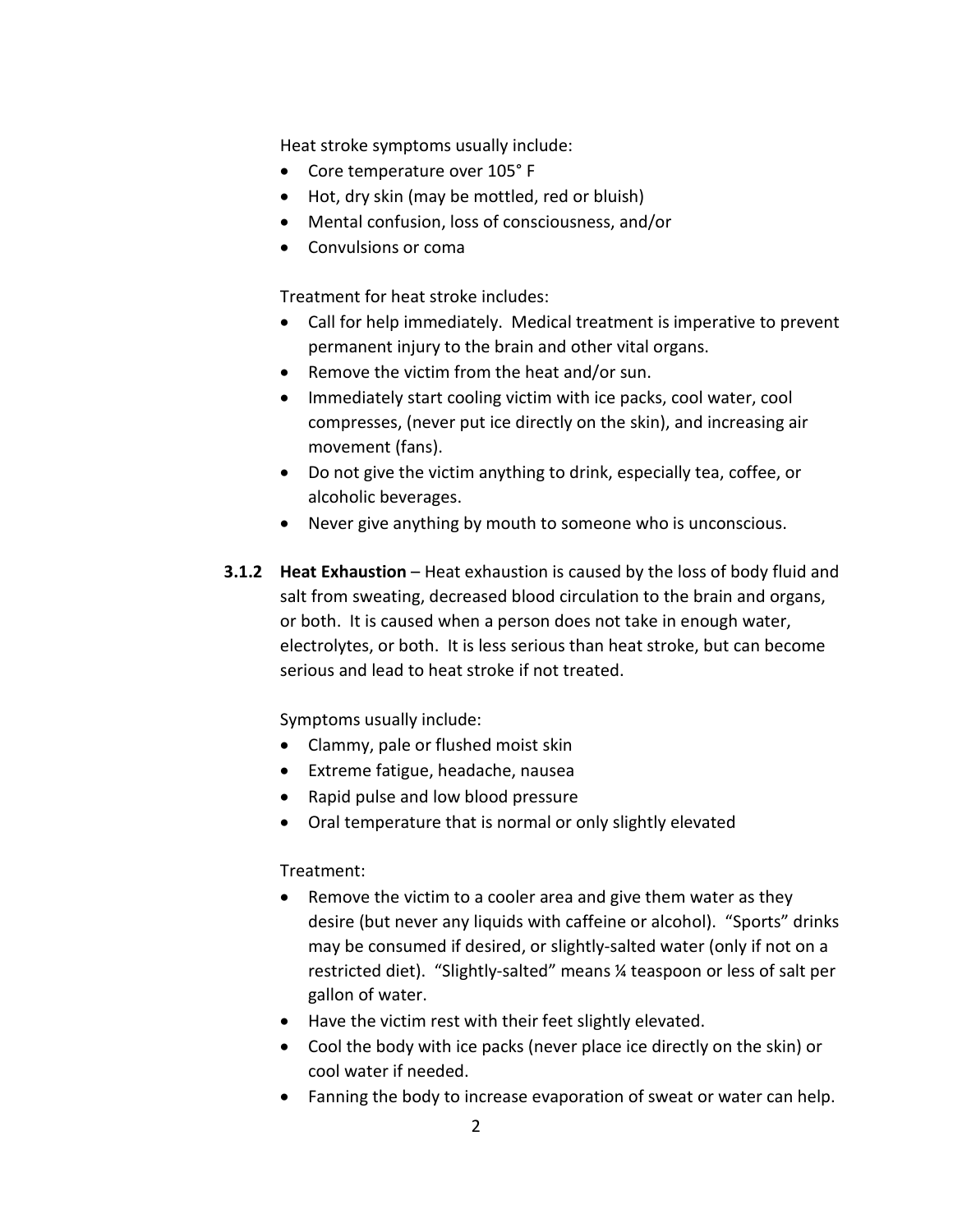Heat stroke symptoms usually include:

- Core temperature over 105° F
- Hot, dry skin (may be mottled, red or bluish)
- Mental confusion, loss of consciousness, and/or
- Convulsions or coma

Treatment for heat stroke includes:

- Call for help immediately. Medical treatment is imperative to prevent permanent injury to the brain and other vital organs.
- Remove the victim from the heat and/or sun.
- Immediately start cooling victim with ice packs, cool water, cool compresses, (never put ice directly on the skin), and increasing air movement (fans).
- Do not give the victim anything to drink, especially tea, coffee, or alcoholic beverages.
- Never give anything by mouth to someone who is unconscious.

**3.1.2 Heat Exhaustion** – Heat exhaustion is caused by the loss of body fluid and salt from sweating, decreased blood circulation to the brain and organs, or both. It is caused when a person does not take in enough water, electrolytes, or both. It is less serious than heat stroke, but can become serious and lead to heat stroke if not treated.

Symptoms usually include:

- Clammy, pale or flushed moist skin
- Extreme fatigue, headache, nausea
- Rapid pulse and low blood pressure
- Oral temperature that is normal or only slightly elevated

Treatment:

- Remove the victim to a cooler area and give them water as they desire (but never any liquids with caffeine or alcohol). "Sports" drinks may be consumed if desired, or slightly-salted water (only if not on a restricted diet). "Slightly-salted" means ¼ teaspoon or less of salt per gallon of water.
- Have the victim rest with their feet slightly elevated.
- Cool the body with ice packs (never place ice directly on the skin) or cool water if needed.
- Fanning the body to increase evaporation of sweat or water can help.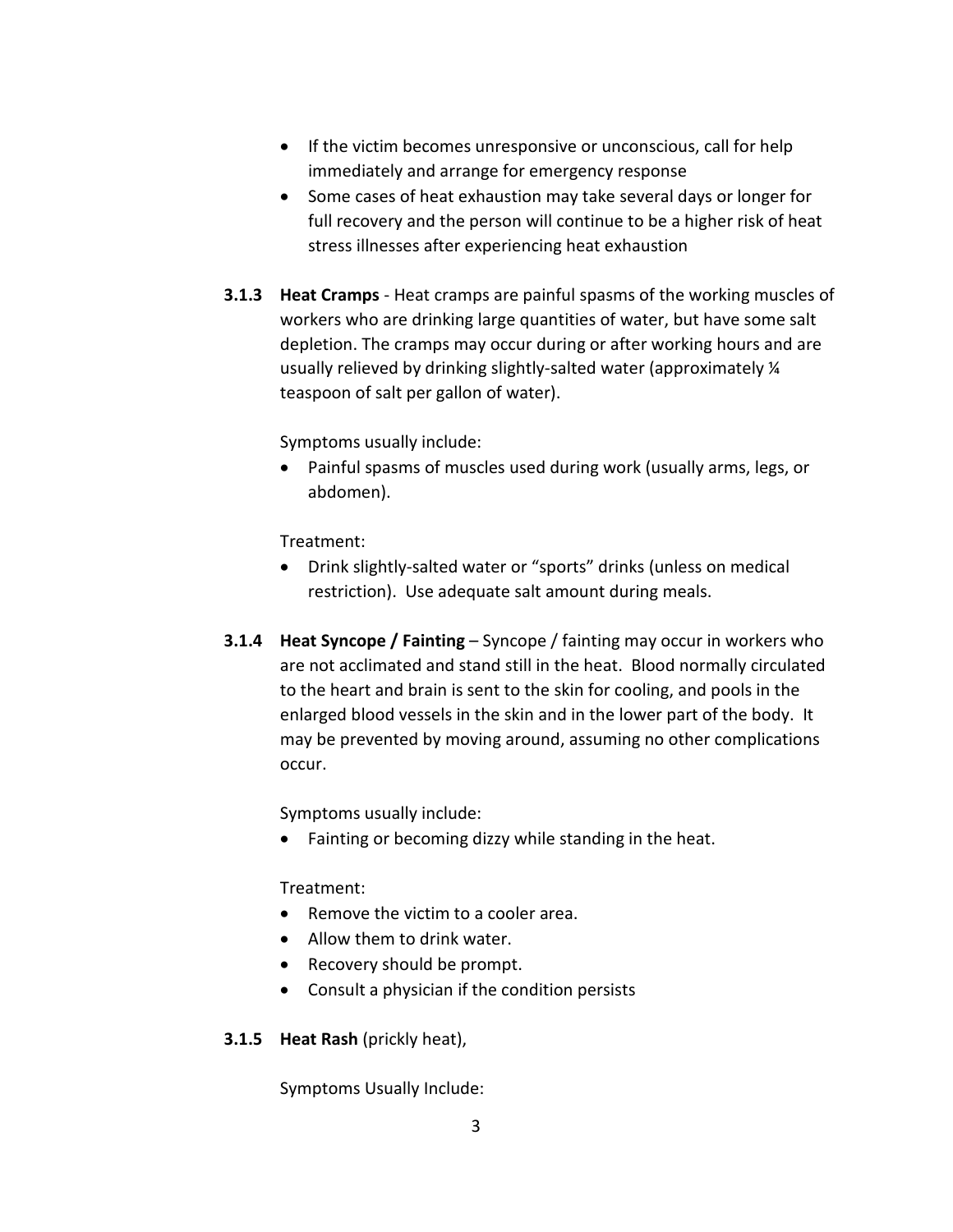- If the victim becomes unresponsive or unconscious, call for help immediately and arrange for emergency response
- Some cases of heat exhaustion may take several days or longer for full recovery and the person will continue to be a higher risk of heat stress illnesses after experiencing heat exhaustion

**3.1.3 Heat Cramps** - Heat cramps are painful spasms of the working muscles of workers who are drinking large quantities of water, but have some salt depletion. The cramps may occur during or after working hours and are usually relieved by drinking slightly-salted water (approximately ¼ teaspoon of salt per gallon of water).

Symptoms usually include:

- Painful spasms of muscles used during work (usually arms, legs, or abdomen).

Treatment:

- Drink slightly-salted water or "sports" drinks (unless on medical restriction). Use adequate salt amount during meals.

**3.1.4 Heat Syncope / Fainting** – Syncope / fainting may occur in workers who are not acclimated and stand still in the heat. Blood normally circulated to the heart and brain is sent to the skin for cooling, and pools in the enlarged blood vessels in the skin and in the lower part of the body. It may be prevented by moving around, assuming no other complications occur.

Symptoms usually include:

- Fainting or becoming dizzy while standing in the heat.

Treatment:

- Remove the victim to a cooler area.
- Allow them to drink water.
- Recovery should be prompt.
- Consult a physician if the condition persists

**3.1.5 Heat Rash** (prickly heat),

Symptoms Usually Include: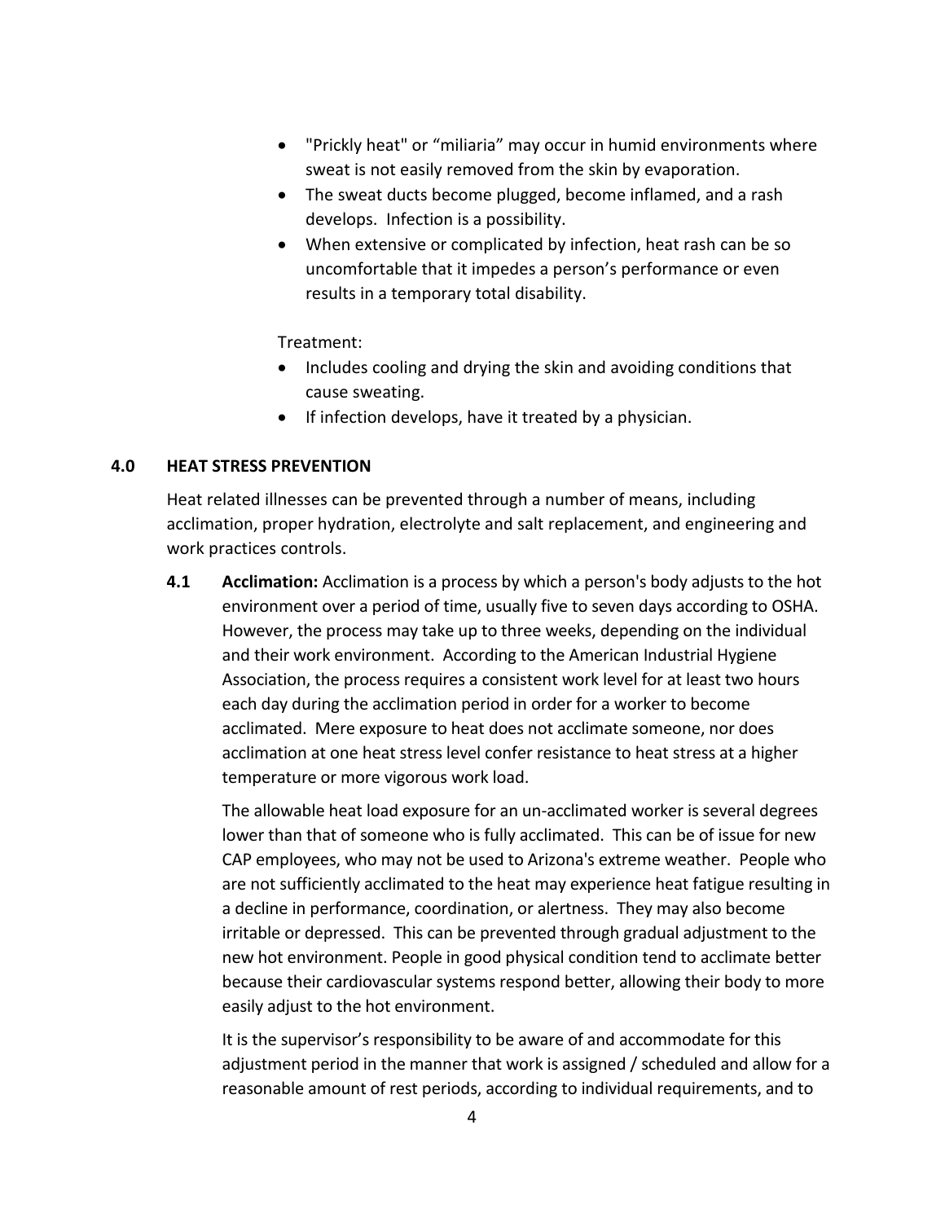- "Prickly heat" or "miliaria" may occur in humid environments where sweat is not easily removed from the skin by evaporation.
- The sweat ducts become plugged, become inflamed, and a rash develops. Infection is a possibility.
- When extensive or complicated by infection, heat rash can be so uncomfortable that it impedes a person's performance or even results in a temporary total disability.

Treatment:

- Includes cooling and drying the skin and avoiding conditions that cause sweating.
- If infection develops, have it treated by a physician.

## 4.0 HEAT STRESS PREVENTION

Heat related illnesses can be prevented through a number of means, including acclimation, proper hydration, electrolyte and salt replacement, and engineering and work practices controls.

**4.1 Acclimation:** Acclimation is a process by which a person's body adjusts to the hot environment over a period of time, usually five to seven days according to OSHA. However, the process may take up to three weeks, depending on the individual and their work environment. According to the American Industrial Hygiene Association, the process requires a consistent work level for at least two hours each day during the acclimation period in order for a worker to become acclimated. Mere exposure to heat does not acclimate someone, nor does acclimation at one heat stress level confer resistance to heat stress at a higher temperature or more vigorous work load.

The allowable heat load exposure for an un-acclimated worker is several degrees lower than that of someone who is fully acclimated. This can be of issue for new CAP employees, who may not be used to Arizona's extreme weather. People who are not sufficiently acclimated to the heat may experience heat fatigue resulting in a decline in performance, coordination, or alertness. They may also become irritable or depressed. This can be prevented through gradual adjustment to the new hot environment. People in good physical condition tend to acclimate better because their cardiovascular systems respond better, allowing their body to more easily adjust to the hot environment.

It is the supervisor's responsibility to be aware of and accommodate for this adjustment period in the manner that work is assigned / scheduled and allow for a reasonable amount of rest periods, according to individual requirements, and to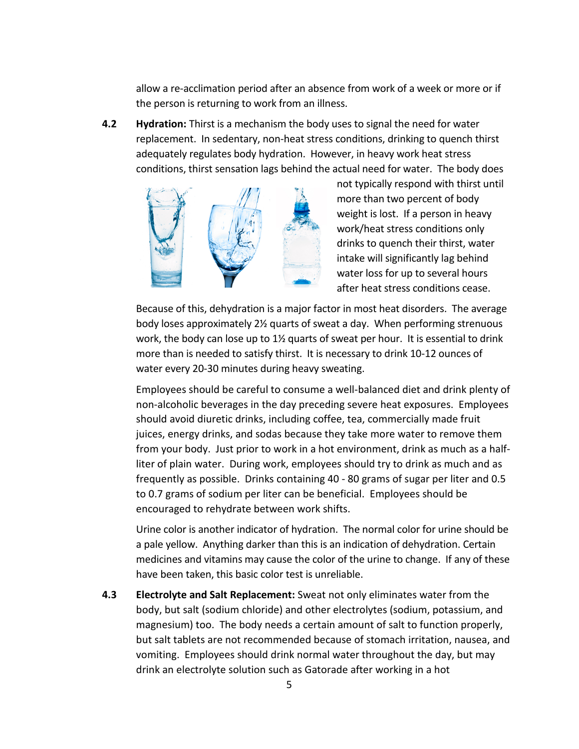allow a re-acclimation period after an absence from work of a week or more or if the person is returning to work from an illness.

**4.2 Hydration:** Thirst is a mechanism the body uses to signal the need for water replacement. In sedentary, non-heat stress conditions, drinking to quench thirst adequately regulates body hydration. However, in heavy work heat stress conditions, thirst sensation lags behind the actual need for water. The body does not typically respond with thirst until more than two percent of body weight is lost. If a person in heavy work/heat stress conditions only drinks to quench their thirst, water intake will significantly lag behind water loss for up to several hours after heat stress conditions cease.

Because of this, dehydration is a major factor in most heat disorders. The average body loses approximately 2½ quarts of sweat a day. When performing strenuous work, the body can lose up to 1½ quarts of sweat per hour. It is essential to drink more than is needed to satisfy thirst. It is necessary to drink 10-12 ounces of water every 20-30 minutes during heavy sweating.

Employees should be careful to consume a well-balanced diet and drink plenty of non-alcoholic beverages in the day preceding severe heat exposures. Employees should avoid diuretic drinks, including coffee, tea, commercially made fruit juices, energy drinks, and sodas because they take more water to remove them from your body. Just prior to work in a hot environment, drink as much as a half-liter of plain water. During work, employees should try to drink as much and as frequently as possible. Drinks containing 40 - 80 grams of sugar per liter and 0.5 to 0.7 grams of sodium per liter can be beneficial. Employees should be encouraged to rehydrate between work shifts.

Urine color is another indicator of hydration. The normal color for urine should be a pale yellow. Anything darker than this is an indication of dehydration. Certain medicines and vitamins may cause the color of the urine to change. If any of these have been taken, this basic color test is unreliable.

**4.3 Electrolyte and Salt Replacement:** Sweat not only eliminates water from the body, but salt (sodium chloride) and other electrolytes (sodium, potassium, and magnesium) too. The body needs a certain amount of salt to function properly, but salt tablets are not recommended because of stomach irritation, nausea, and vomiting. Employees should drink normal water throughout the day, but may drink an electrolyte solution such as Gatorade after working in a hot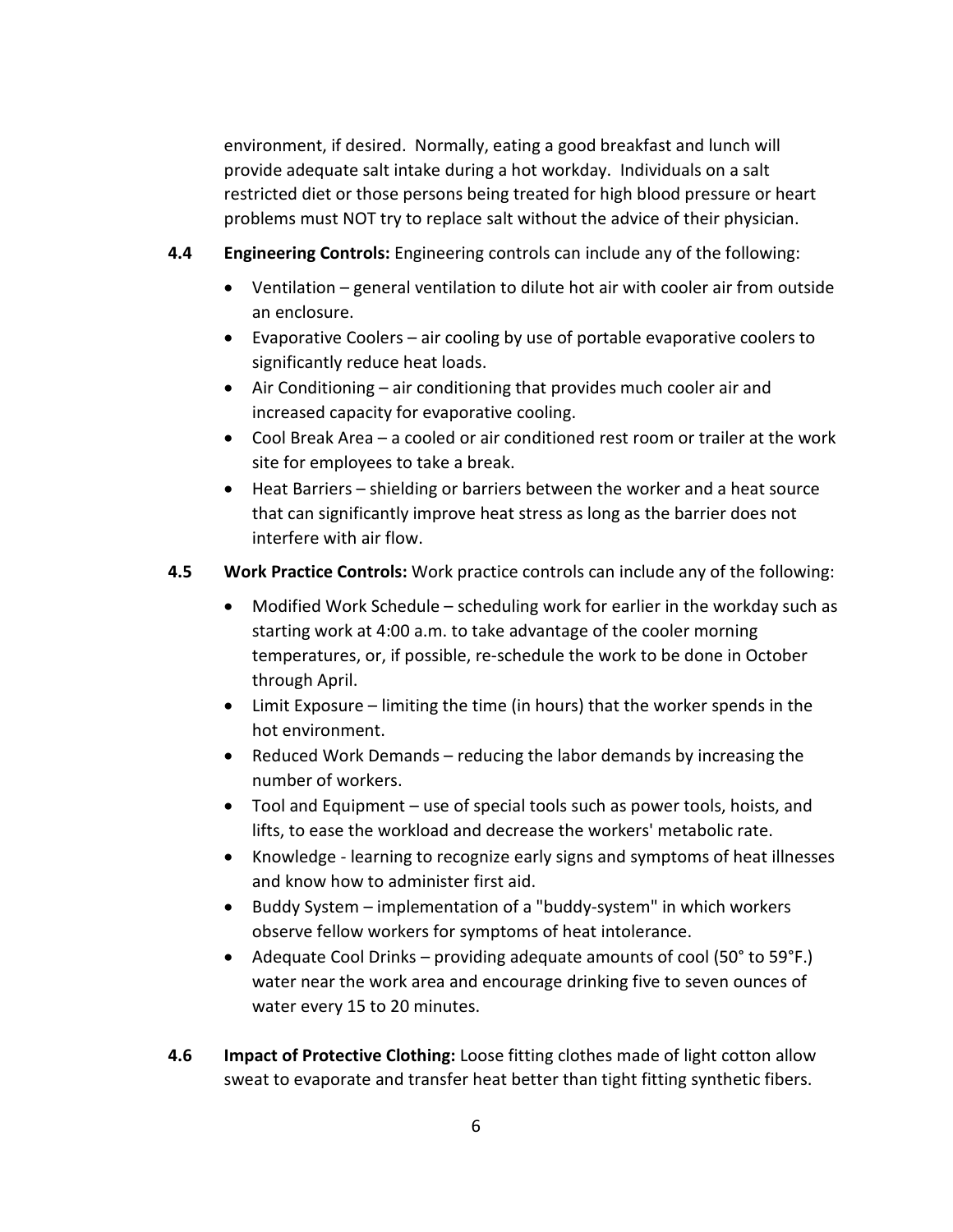environment, if desired. Normally, eating a good breakfast and lunch will provide adequate salt intake during a hot workday. Individuals on a salt restricted diet or those persons being treated for high blood pressure or heart problems must NOT try to replace salt without the advice of their physician.

**4.4 Engineering Controls:** Engineering controls can include any of the following:

- Ventilation – general ventilation to dilute hot air with cooler air from outside an enclosure.
- Evaporative Coolers – air cooling by use of portable evaporative coolers to significantly reduce heat loads.
- Air Conditioning – air conditioning that provides much cooler air and increased capacity for evaporative cooling.
- Cool Break Area – a cooled or air conditioned rest room or trailer at the work site for employees to take a break.
- Heat Barriers – shielding or barriers between the worker and a heat source that can significantly improve heat stress as long as the barrier does not interfere with air flow.

**4.5 Work Practice Controls:** Work practice controls can include any of the following:

- Modified Work Schedule – scheduling work for earlier in the workday such as starting work at 4:00 a.m. to take advantage of the cooler morning temperatures, or, if possible, re-schedule the work to be done in October through April.
- Limit Exposure – limiting the time (in hours) that the worker spends in the hot environment.
- Reduced Work Demands – reducing the labor demands by increasing the number of workers.
- Tool and Equipment – use of special tools such as power tools, hoists, and lifts, to ease the workload and decrease the workers' metabolic rate.
- Knowledge - learning to recognize early signs and symptoms of heat illnesses and know how to administer first aid.
- Buddy System – implementation of a "buddy-system" in which workers observe fellow workers for symptoms of heat intolerance.
- Adequate Cool Drinks – providing adequate amounts of cool (50° to 59°F.) water near the work area and encourage drinking five to seven ounces of water every 15 to 20 minutes.

**4.6 Impact of Protective Clothing:** Loose fitting clothes made of light cotton allow sweat to evaporate and transfer heat better than tight fitting synthetic fibers.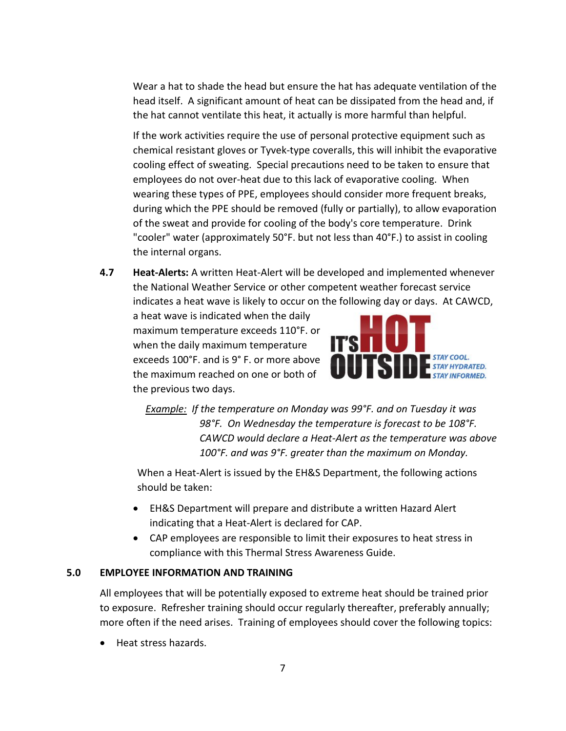Wear a hat to shade the head but ensure the hat has adequate ventilation of the head itself. A significant amount of heat can be dissipated from the head and, if the hat cannot ventilate this heat, it actually is more harmful than helpful.

If the work activities require the use of personal protective equipment such as chemical resistant gloves or Tyvek-type coveralls, this will inhibit the evaporative cooling effect of sweating. Special precautions need to be taken to ensure that employees do not over-heat due to this lack of evaporative cooling. When wearing these types of PPE, employees should consider more frequent breaks, during which the PPE should be removed (fully or partially), to allow evaporation of the sweat and provide for cooling of the body's core temperature. Drink "cooler" water (approximately 50°F. but not less than 40°F.) to assist in cooling the internal organs.

**4.7 Heat-Alerts:** A written Heat-Alert will be developed and implemented whenever the National Weather Service or other competent weather forecast service indicates a heat wave is likely to occur on the following day or days. At CAWCD, a heat wave is indicated when the daily maximum temperature exceeds 110°F. or when the daily maximum temperature exceeds 100°F. and is 9° F. or more above the maximum reached on one or both of the previous two days.

IT'S HOT OUTSIDE — STAY COOL. STAY HYDRATED. STAY INFORMED.

*Example: If the temperature on Monday was 99°F. and on Tuesday it was 98°F. On Wednesday the temperature is forecast to be 108°F. CAWCD would declare a Heat-Alert as the temperature was above 100°F. and was 9°F. greater than the maximum on Monday.*

When a Heat-Alert is issued by the EH&S Department, the following actions should be taken:

- EH&S Department will prepare and distribute a written Hazard Alert indicating that a Heat-Alert is declared for CAP.
- CAP employees are responsible to limit their exposures to heat stress in compliance with this Thermal Stress Awareness Guide.

## 5.0 EMPLOYEE INFORMATION AND TRAINING

All employees that will be potentially exposed to extreme heat should be trained prior to exposure. Refresher training should occur regularly thereafter, preferably annually; more often if the need arises. Training of employees should cover the following topics:

- Heat stress hazards.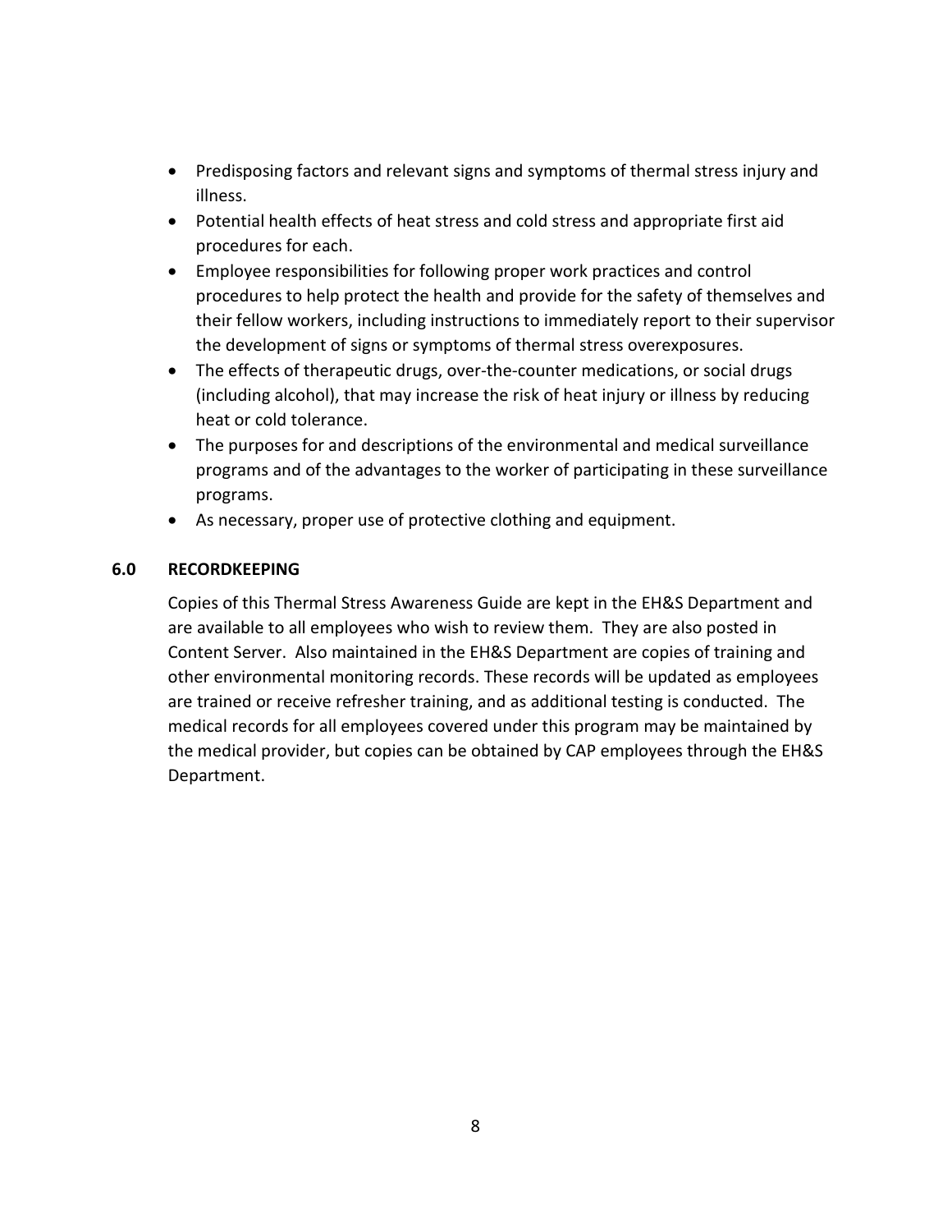- Predisposing factors and relevant signs and symptoms of thermal stress injury and illness.
- Potential health effects of heat stress and cold stress and appropriate first aid procedures for each.
- Employee responsibilities for following proper work practices and control procedures to help protect the health and provide for the safety of themselves and their fellow workers, including instructions to immediately report to their supervisor the development of signs or symptoms of thermal stress overexposures.
- The effects of therapeutic drugs, over-the-counter medications, or social drugs (including alcohol), that may increase the risk of heat injury or illness by reducing heat or cold tolerance.
- The purposes for and descriptions of the environmental and medical surveillance programs and of the advantages to the worker of participating in these surveillance programs.
- As necessary, proper use of protective clothing and equipment.

## 6.0 RECORDKEEPING

Copies of this Thermal Stress Awareness Guide are kept in the EH&S Department and are available to all employees who wish to review them. They are also posted in Content Server. Also maintained in the EH&S Department are copies of training and other environmental monitoring records. These records will be updated as employees are trained or receive refresher training, and as additional testing is conducted. The medical records for all employees covered under this program may be maintained by the medical provider, but copies can be obtained by CAP employees through the EH&S Department.